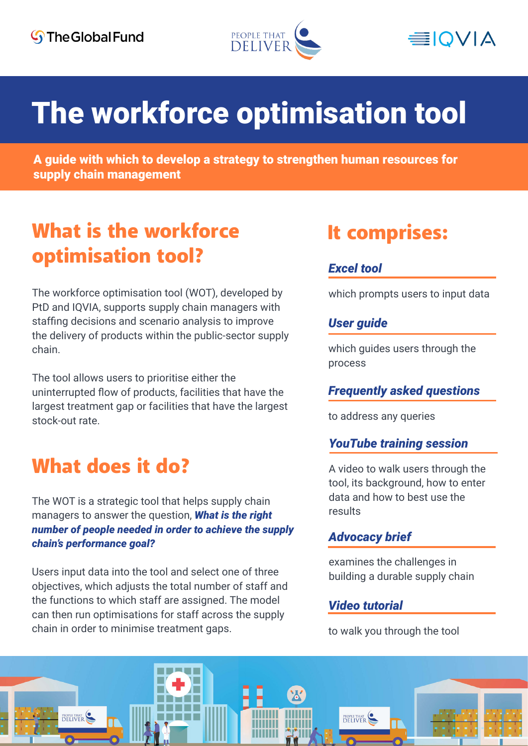# The workforce optimisation tool

**A guide with which to develop a strategy to strengthen human resources for supply chain management**

## What is the workforce optimisation tool?

The workforce optimisation tool (WOT), developed by PtD and IQVIA, supports supply chain managers with staffing decisions and scenario analysis to improve the delivery of products within the public-sector supply chain.

The tool allows users to prioritise either the uninterrupted flow of products, facilities that have the largest treatment gap or facilities that have the largest stock-out rate.

## What does it do?

The WOT is a strategic tool that helps supply chain managers to answer the question, ***What is the right number of people needed in order to achieve the supply chain's performance goal?***

Users input data into the tool and select one of three objectives, which adjusts the total number of staff and the functions to which staff are assigned. The model can then run optimisations for staff across the supply chain in order to minimise treatment gaps.

## It comprises:

### *Excel tool*

which prompts users to input data

### *User guide*

which guides users through the process

### *Frequently asked questions*

to address any queries

### *YouTube training session*

A video to walk users through the tool, its background, how to enter data and how to best use the results

### *Advocacy brief*

examines the challenges in building a durable supply chain

### *Video tutorial*

to walk you through the tool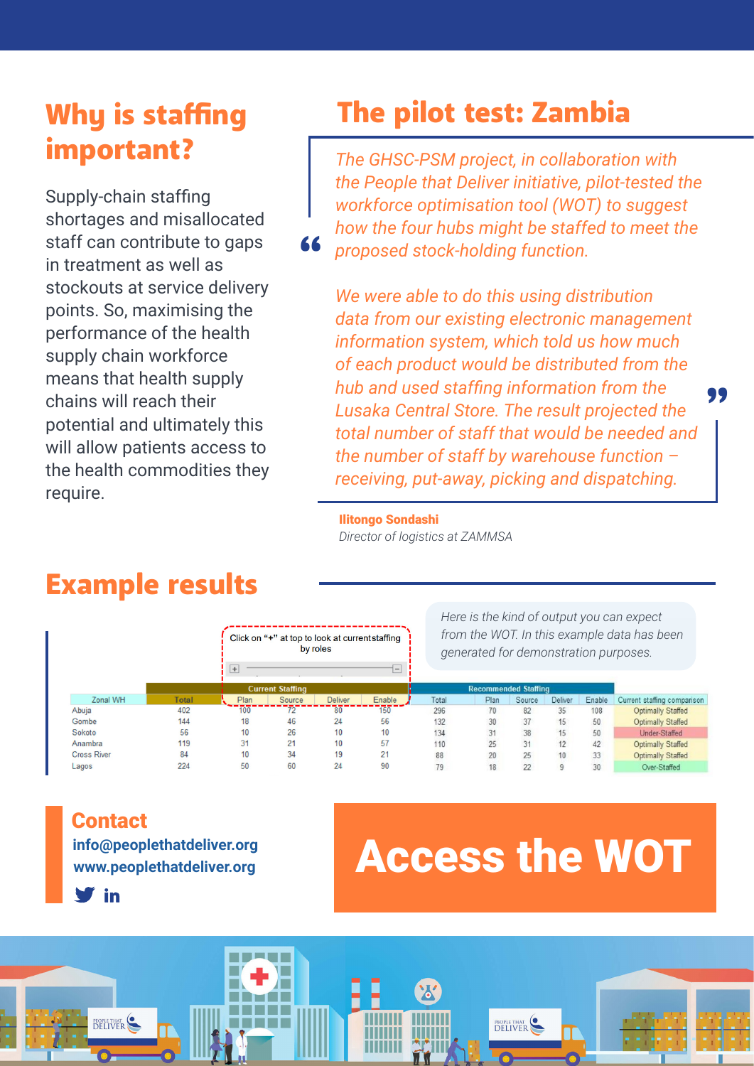## Why is staffing important?

Supply-chain staffing shortages and misallocated staff can contribute to gaps in treatment as well as stockouts at service delivery points. So, maximising the performance of the health supply chain workforce means that health supply chains will reach their potential and ultimately this will allow patients access to the health commodities they require.

## The pilot test: Zambia

> *The GHSC-PSM project, in collaboration with the People that Deliver initiative, pilot-tested the workforce optimisation tool (WOT) to suggest how the four hubs might be staffed to meet the proposed stock-holding function.*
>
> *We were able to do this using distribution data from our existing electronic management information system, which told us how much of each product would be distributed from the hub and used staffing information from the Lusaka Central Store. The result projected the total number of staff that would be needed and the number of staff by warehouse function – receiving, put-away, picking and dispatching.*

**Ilitongo Sondashi**
*Director of logistics at ZAMMSA*

## Example results

*Here is the kind of output you can expect from the WOT. In this example data has been generated for demonstration purposes.*

Click on "+" at top to look at current staffing by roles

| | | Current Staffing | | | | Recommended Staffing | | | | | |
|---|---|---|---|---|---|---|---|---|---|---|---|
| Zonal WH | Total | Plan | Source | Deliver | Enable | Total | Plan | Source | Deliver | Enable | Current staffing comparison |
| Abuja | 402 | 100 | 72 | 80 | 150 | 296 | 70 | 82 | 35 | 108 | Optimally Staffed |
| Gombe | 144 | 18 | 46 | 24 | 56 | 132 | 30 | 37 | 15 | 50 | Optimally Staffed |
| Sokoto | 56 | 10 | 26 | 10 | 10 | 134 | 31 | 38 | 15 | 50 | Under-Staffed |
| Anambra | 119 | 31 | 21 | 10 | 57 | 110 | 25 | 31 | 12 | 42 | Optimally Staffed |
| Cross River | 84 | 10 | 34 | 19 | 21 | 88 | 20 | 25 | 10 | 33 | Optimally Staffed |
| Lagos | 224 | 50 | 60 | 24 | 90 | 79 | 18 | 22 | 9 | 30 | Over-Staffed |

## Contact

**info@peoplethatdeliver.org**
**www.peoplethatdeliver.org**

# Access the WOT